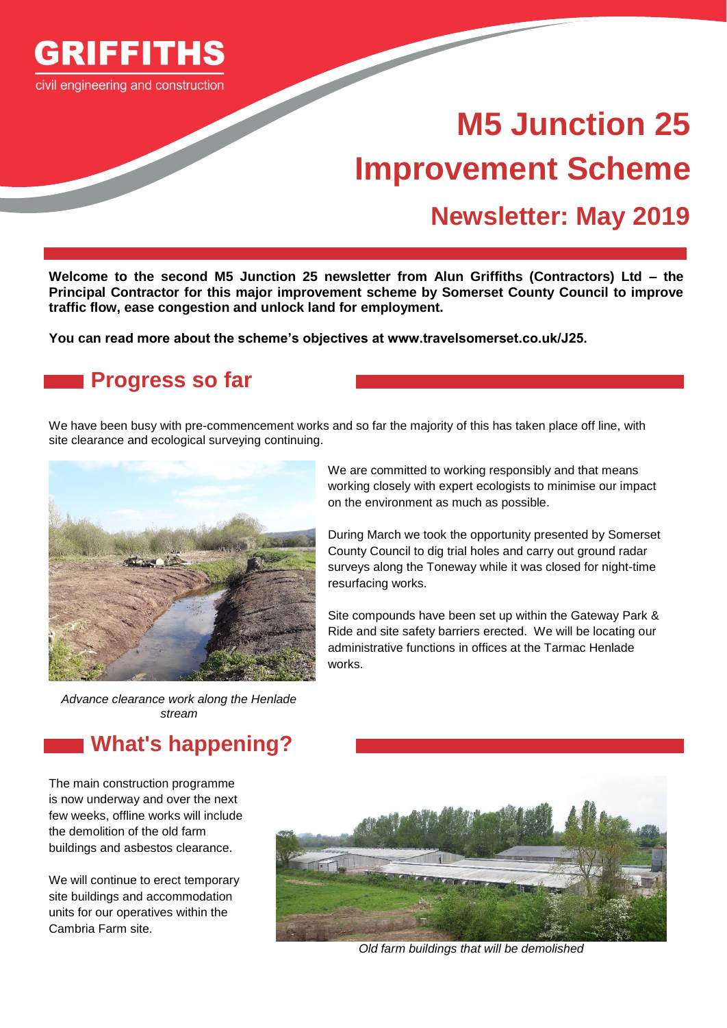**GRIFFITHS**

civil engineering and construction

# M5 Junction 25 Improvement Scheme

## Newsletter: May 2019

**Welcome to the second M5 Junction 25 newsletter from Alun Griffiths (Contractors) Ltd – the Principal Contractor for this major improvement scheme by Somerset County Council to improve traffic flow, ease congestion and unlock land for employment.**

**You can read more about the scheme's objectives at www.travelsomerset.co.uk/J25.**

## Progress so far

We have been busy with pre-commencement works and so far the majority of this has taken place off line, with site clearance and ecological surveying continuing.

*Advance clearance work along the Henlade stream*

We are committed to working responsibly and that means working closely with expert ecologists to minimise our impact on the environment as much as possible.

During March we took the opportunity presented by Somerset County Council to dig trial holes and carry out ground radar surveys along the Toneway while it was closed for night-time resurfacing works.

Site compounds have been set up within the Gateway Park & Ride and site safety barriers erected. We will be locating our administrative functions in offices at the Tarmac Henlade works.

## What's happening?

The main construction programme is now underway and over the next few weeks, offline works will include the demolition of the old farm buildings and asbestos clearance.

We will continue to erect temporary site buildings and accommodation units for our operatives within the Cambria Farm site.

*Old farm buildings that will be demolished*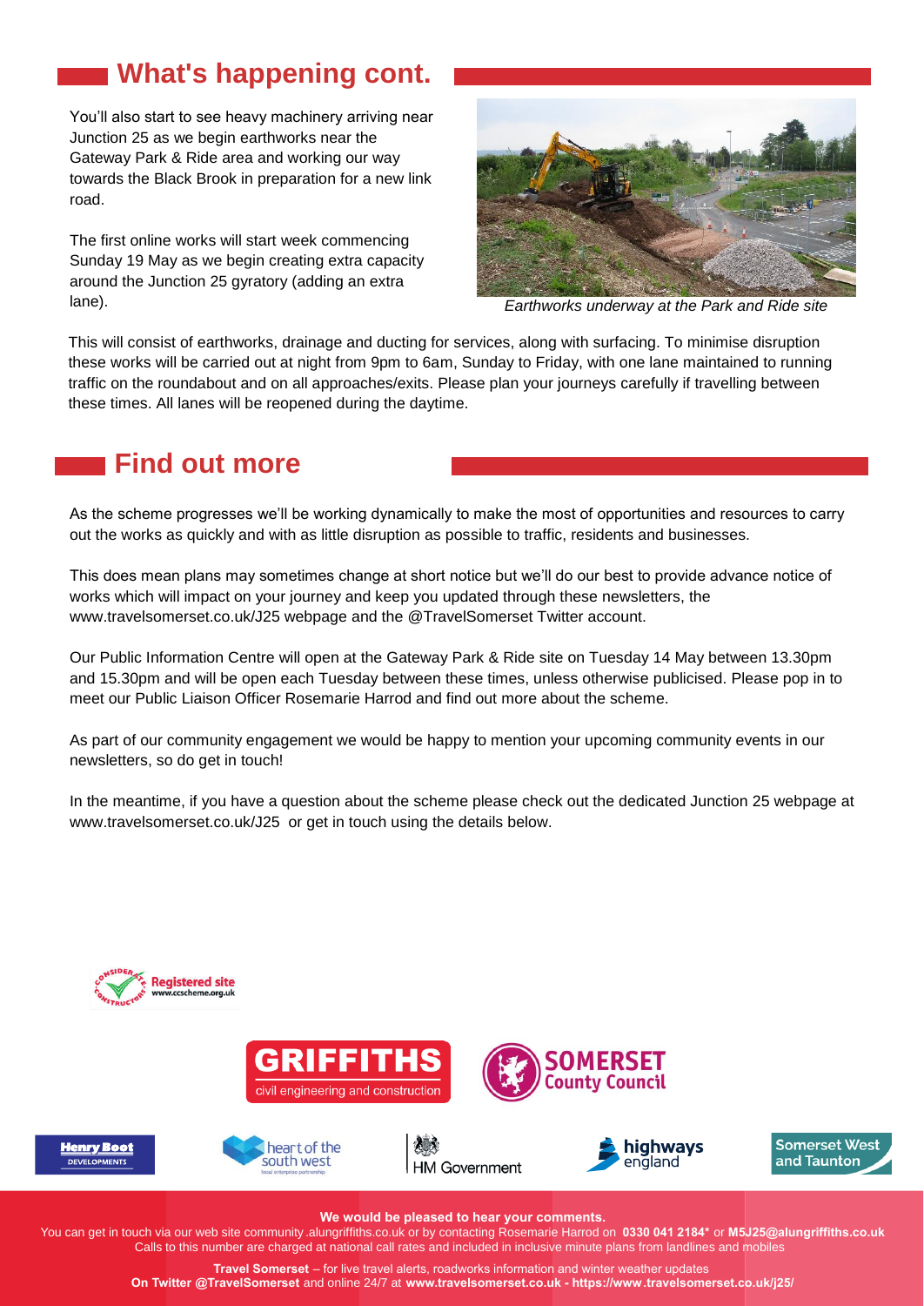## What's happening cont.

You'll also start to see heavy machinery arriving near Junction 25 as we begin earthworks near the Gateway Park & Ride area and working our way towards the Black Brook in preparation for a new link road.

The first online works will start week commencing Sunday 19 May as we begin creating extra capacity around the Junction 25 gyratory (adding an extra lane).

*Earthworks underway at the Park and Ride site*

This will consist of earthworks, drainage and ducting for services, along with surfacing. To minimise disruption these works will be carried out at night from 9pm to 6am, Sunday to Friday, with one lane maintained to running traffic on the roundabout and on all approaches/exits. Please plan your journeys carefully if travelling between these times. All lanes will be reopened during the daytime.

## Find out more

As the scheme progresses we'll be working dynamically to make the most of opportunities and resources to carry out the works as quickly and with as little disruption as possible to traffic, residents and businesses.

This does mean plans may sometimes change at short notice but we'll do our best to provide advance notice of works which will impact on your journey and keep you updated through these newsletters, the www.travelsomerset.co.uk/J25 webpage and the @TravelSomerset Twitter account.

Our Public Information Centre will open at the Gateway Park & Ride site on Tuesday 14 May between 13.30pm and 15.30pm and will be open each Tuesday between these times, unless otherwise publicised. Please pop in to meet our Public Liaison Officer Rosemarie Harrod and find out more about the scheme.

As part of our community engagement we would be happy to mention your upcoming community events in our newsletters, so do get in touch!

In the meantime, if you have a question about the scheme please check out the dedicated Junction 25 webpage at www.travelsomerset.co.uk/J25 or get in touch using the details below.

Registered site www.ccscheme.org.uk

GRIFFITHS civil engineering and construction

SOMERSET County Council

Henry Boot DEVELOPMENTS

heart of the south west local enterprise partnership

HM Government

highways england

Somerset West and Taunton

**We would be pleased to hear your comments.**

You can get in touch via our web site community .alungriffiths.co.uk or by contacting Rosemarie Harrod on **0330 041 2184*** or **M5J25@alungriffiths.co.uk**
Calls to this number are charged at national call rates and included in inclusive minute plans from landlines and mobiles

**Travel Somerset** – for live travel alerts, roadworks information and winter weather updates
**On Twitter @TravelSomerset** and online 24/7 at **www.travelsomerset.co.uk - https://www.travelsomerset.co.uk/j25/**